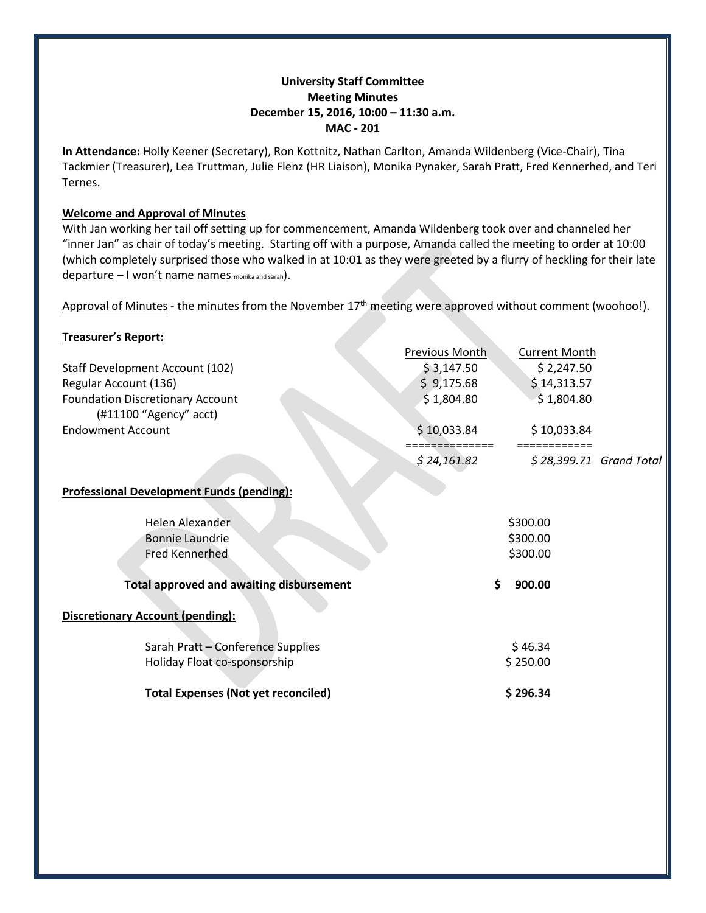**University Staff Committee**
**Meeting Minutes**
**December 15, 2016, 10:00 – 11:30 a.m.**
**MAC - 201**

**In Attendance:** Holly Keener (Secretary), Ron Kottnitz, Nathan Carlton, Amanda Wildenberg (Vice-Chair), Tina Tackmier (Treasurer), Lea Truttman, Julie Flenz (HR Liaison), Monika Pynaker, Sarah Pratt, Fred Kennerhed, and Teri Ternes.

**Welcome and Approval of Minutes**

With Jan working her tail off setting up for commencement, Amanda Wildenberg took over and channeled her "inner Jan" as chair of today's meeting. Starting off with a purpose, Amanda called the meeting to order at 10:00 (which completely surprised those who walked in at 10:01 as they were greeted by a flurry of heckling for their late departure – I won't name names monika and sarah).

Approval of Minutes - the minutes from the November 17th meeting were approved without comment (woohoo!).

**Treasurer's Report:**

| | Previous Month | Current Month | |
|---|---|---|---|
| Staff Development Account (102) | $ 3,147.50 | $ 2,247.50 | |
| Regular Account (136) | $ 9,175.68 | $ 14,313.57 | |
| Foundation Discretionary Account (#11100 "Agency" acct) | $ 1,804.80 | $ 1,804.80 | |
| Endowment Account | $ 10,033.84 | $ 10,033.84 | |
| | *$ 24,161.82* | *$ 28,399.71* | *Grand Total* |

**Professional Development Funds (pending):**

| | |
|---|---|
| Helen Alexander | $300.00 |
| Bonnie Laundrie | $300.00 |
| Fred Kennerhed | $300.00 |
| **Total approved and awaiting disbursement** | **$ 900.00** |

**Discretionary Account (pending):**

| | |
|---|---|
| Sarah Pratt – Conference Supplies | $ 46.34 |
| Holiday Float co-sponsorship | $ 250.00 |
| **Total Expenses (Not yet reconciled)** | **$ 296.34** |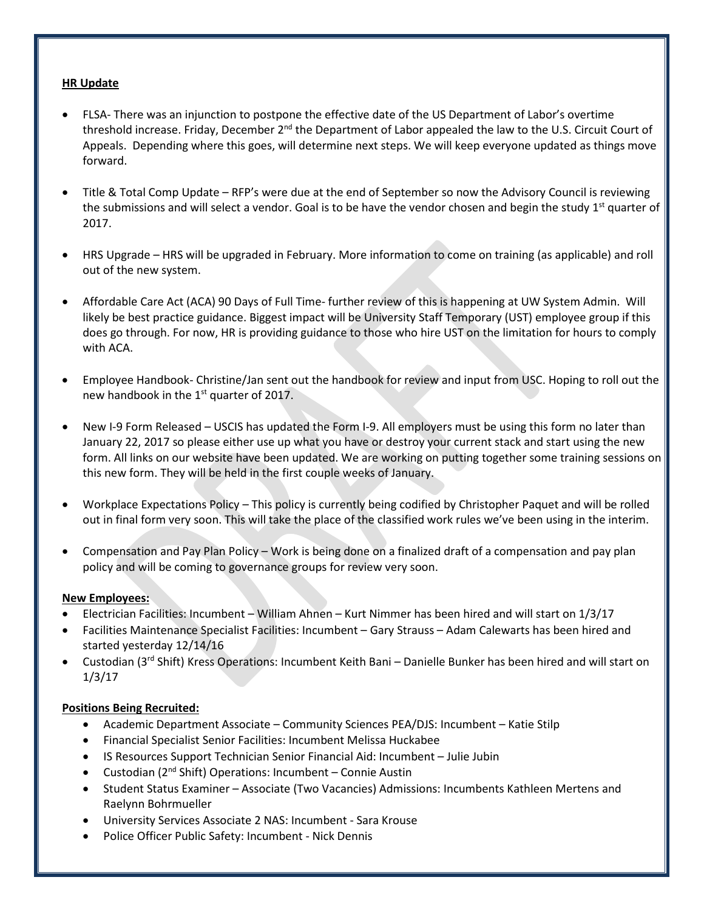**HR Update**

- FLSA- There was an injunction to postpone the effective date of the US Department of Labor's overtime threshold increase. Friday, December 2nd the Department of Labor appealed the law to the U.S. Circuit Court of Appeals. Depending where this goes, will determine next steps. We will keep everyone updated as things move forward.

- Title & Total Comp Update – RFP's were due at the end of September so now the Advisory Council is reviewing the submissions and will select a vendor. Goal is to be have the vendor chosen and begin the study 1st quarter of 2017.

- HRS Upgrade – HRS will be upgraded in February. More information to come on training (as applicable) and roll out of the new system.

- Affordable Care Act (ACA) 90 Days of Full Time- further review of this is happening at UW System Admin. Will likely be best practice guidance. Biggest impact will be University Staff Temporary (UST) employee group if this does go through. For now, HR is providing guidance to those who hire UST on the limitation for hours to comply with ACA.

- Employee Handbook- Christine/Jan sent out the handbook for review and input from USC. Hoping to roll out the new handbook in the 1st quarter of 2017.

- New I-9 Form Released – USCIS has updated the Form I-9. All employers must be using this form no later than January 22, 2017 so please either use up what you have or destroy your current stack and start using the new form. All links on our website have been updated. We are working on putting together some training sessions on this new form. They will be held in the first couple weeks of January.

- Workplace Expectations Policy – This policy is currently being codified by Christopher Paquet and will be rolled out in final form very soon. This will take the place of the classified work rules we've been using in the interim.

- Compensation and Pay Plan Policy – Work is being done on a finalized draft of a compensation and pay plan policy and will be coming to governance groups for review very soon.

**New Employees:**

- Electrician Facilities: Incumbent – William Ahnen – Kurt Nimmer has been hired and will start on 1/3/17
- Facilities Maintenance Specialist Facilities: Incumbent – Gary Strauss – Adam Calewarts has been hired and started yesterday 12/14/16
- Custodian (3rd Shift) Kress Operations: Incumbent Keith Bani – Danielle Bunker has been hired and will start on 1/3/17

**Positions Being Recruited:**

- Academic Department Associate – Community Sciences PEA/DJS: Incumbent – Katie Stilp
- Financial Specialist Senior Facilities: Incumbent Melissa Huckabee
- IS Resources Support Technician Senior Financial Aid: Incumbent – Julie Jubin
- Custodian (2nd Shift) Operations: Incumbent – Connie Austin
- Student Status Examiner – Associate (Two Vacancies) Admissions: Incumbents Kathleen Mertens and Raelynn Bohrmueller
- University Services Associate 2 NAS: Incumbent - Sara Krouse
- Police Officer Public Safety: Incumbent - Nick Dennis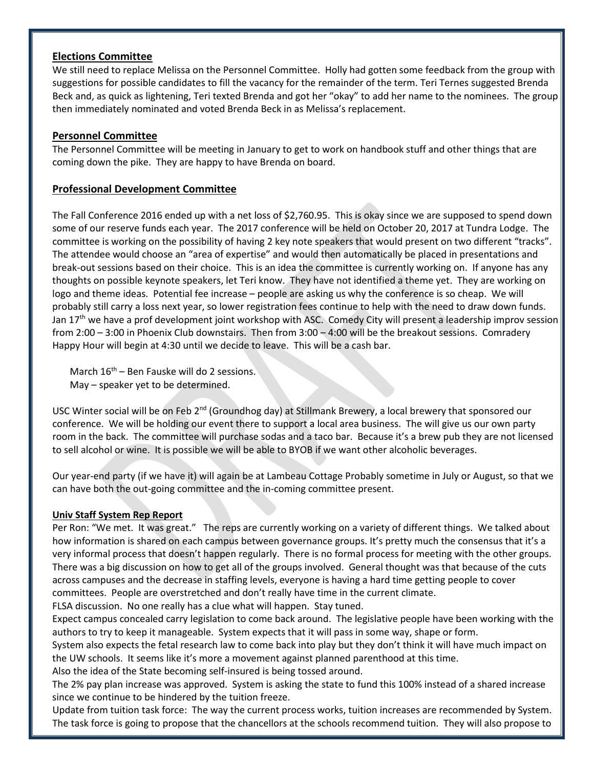## Elections Committee

We still need to replace Melissa on the Personnel Committee. Holly had gotten some feedback from the group with suggestions for possible candidates to fill the vacancy for the remainder of the term. Teri Ternes suggested Brenda Beck and, as quick as lightening, Teri texted Brenda and got her "okay" to add her name to the nominees. The group then immediately nominated and voted Brenda Beck in as Melissa's replacement.

## Personnel Committee

The Personnel Committee will be meeting in January to get to work on handbook stuff and other things that are coming down the pike. They are happy to have Brenda on board.

## Professional Development Committee

The Fall Conference 2016 ended up with a net loss of $2,760.95. This is okay since we are supposed to spend down some of our reserve funds each year. The 2017 conference will be held on October 20, 2017 at Tundra Lodge. The committee is working on the possibility of having 2 key note speakers that would present on two different "tracks". The attendee would choose an "area of expertise" and would then automatically be placed in presentations and break-out sessions based on their choice. This is an idea the committee is currently working on. If anyone has any thoughts on possible keynote speakers, let Teri know. They have not identified a theme yet. They are working on logo and theme ideas. Potential fee increase – people are asking us why the conference is so cheap. We will probably still carry a loss next year, so lower registration fees continue to help with the need to draw down funds. Jan 17th we have a prof development joint workshop with ASC. Comedy City will present a leadership improv session from 2:00 – 3:00 in Phoenix Club downstairs. Then from 3:00 – 4:00 will be the breakout sessions. Comradery Happy Hour will begin at 4:30 until we decide to leave. This will be a cash bar.

March 16th – Ben Fauske will do 2 sessions.
May – speaker yet to be determined.

USC Winter social will be on Feb 2nd (Groundhog day) at Stillmank Brewery, a local brewery that sponsored our conference. We will be holding our event there to support a local area business. The will give us our own party room in the back. The committee will purchase sodas and a taco bar. Because it's a brew pub they are not licensed to sell alcohol or wine. It is possible we will be able to BYOB if we want other alcoholic beverages.

Our year-end party (if we have it) will again be at Lambeau Cottage Probably sometime in July or August, so that we can have both the out-going committee and the in-coming committee present.

## Univ Staff System Rep Report

Per Ron: "We met. It was great." The reps are currently working on a variety of different things. We talked about how information is shared on each campus between governance groups. It's pretty much the consensus that it's a very informal process that doesn't happen regularly. There is no formal process for meeting with the other groups. There was a big discussion on how to get all of the groups involved. General thought was that because of the cuts across campuses and the decrease in staffing levels, everyone is having a hard time getting people to cover committees. People are overstretched and don't really have time in the current climate.

FLSA discussion. No one really has a clue what will happen. Stay tuned.

Expect campus concealed carry legislation to come back around. The legislative people have been working with the authors to try to keep it manageable. System expects that it will pass in some way, shape or form.

System also expects the fetal research law to come back into play but they don't think it will have much impact on the UW schools. It seems like it's more a movement against planned parenthood at this time.

Also the idea of the State becoming self-insured is being tossed around.

The 2% pay plan increase was approved. System is asking the state to fund this 100% instead of a shared increase since we continue to be hindered by the tuition freeze.

Update from tuition task force: The way the current process works, tuition increases are recommended by System. The task force is going to propose that the chancellors at the schools recommend tuition. They will also propose to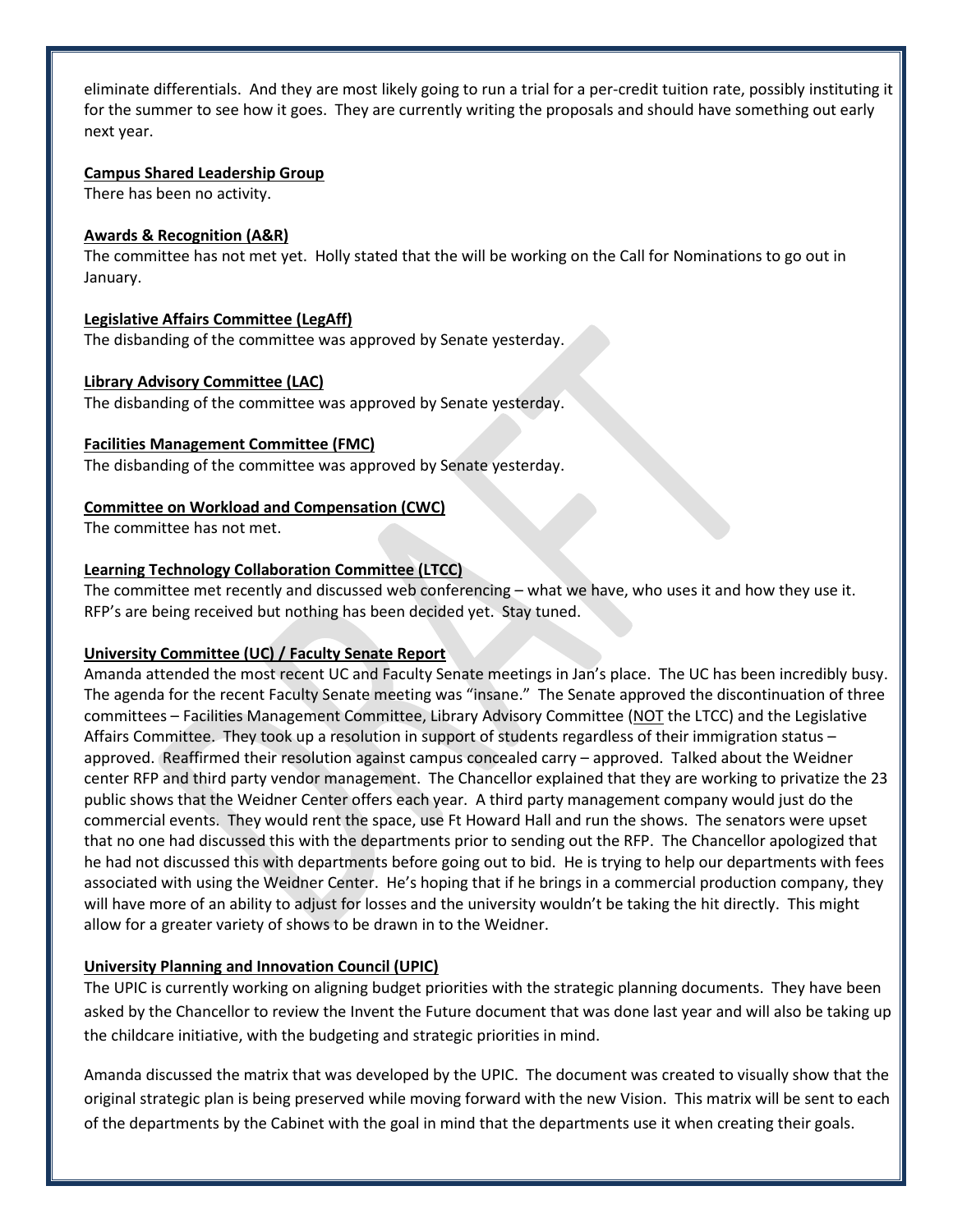eliminate differentials. And they are most likely going to run a trial for a per-credit tuition rate, possibly instituting it for the summer to see how it goes. They are currently writing the proposals and should have something out early next year.

**Campus Shared Leadership Group**

There has been no activity.

**Awards & Recognition (A&R)**

The committee has not met yet. Holly stated that the will be working on the Call for Nominations to go out in January.

**Legislative Affairs Committee (LegAff)**

The disbanding of the committee was approved by Senate yesterday.

**Library Advisory Committee (LAC)**

The disbanding of the committee was approved by Senate yesterday.

**Facilities Management Committee (FMC)**

The disbanding of the committee was approved by Senate yesterday.

**Committee on Workload and Compensation (CWC)**

The committee has not met.

**Learning Technology Collaboration Committee (LTCC)**

The committee met recently and discussed web conferencing – what we have, who uses it and how they use it. RFP's are being received but nothing has been decided yet. Stay tuned.

**University Committee (UC) / Faculty Senate Report**

Amanda attended the most recent UC and Faculty Senate meetings in Jan's place. The UC has been incredibly busy. The agenda for the recent Faculty Senate meeting was "insane." The Senate approved the discontinuation of three committees – Facilities Management Committee, Library Advisory Committee (NOT the LTCC) and the Legislative Affairs Committee. They took up a resolution in support of students regardless of their immigration status – approved. Reaffirmed their resolution against campus concealed carry – approved. Talked about the Weidner center RFP and third party vendor management. The Chancellor explained that they are working to privatize the 23 public shows that the Weidner Center offers each year. A third party management company would just do the commercial events. They would rent the space, use Ft Howard Hall and run the shows. The senators were upset that no one had discussed this with the departments prior to sending out the RFP. The Chancellor apologized that he had not discussed this with departments before going out to bid. He is trying to help our departments with fees associated with using the Weidner Center. He's hoping that if he brings in a commercial production company, they will have more of an ability to adjust for losses and the university wouldn't be taking the hit directly. This might allow for a greater variety of shows to be drawn in to the Weidner.

**University Planning and Innovation Council (UPIC)**

The UPIC is currently working on aligning budget priorities with the strategic planning documents. They have been asked by the Chancellor to review the Invent the Future document that was done last year and will also be taking up the childcare initiative, with the budgeting and strategic priorities in mind.

Amanda discussed the matrix that was developed by the UPIC. The document was created to visually show that the original strategic plan is being preserved while moving forward with the new Vision. This matrix will be sent to each of the departments by the Cabinet with the goal in mind that the departments use it when creating their goals.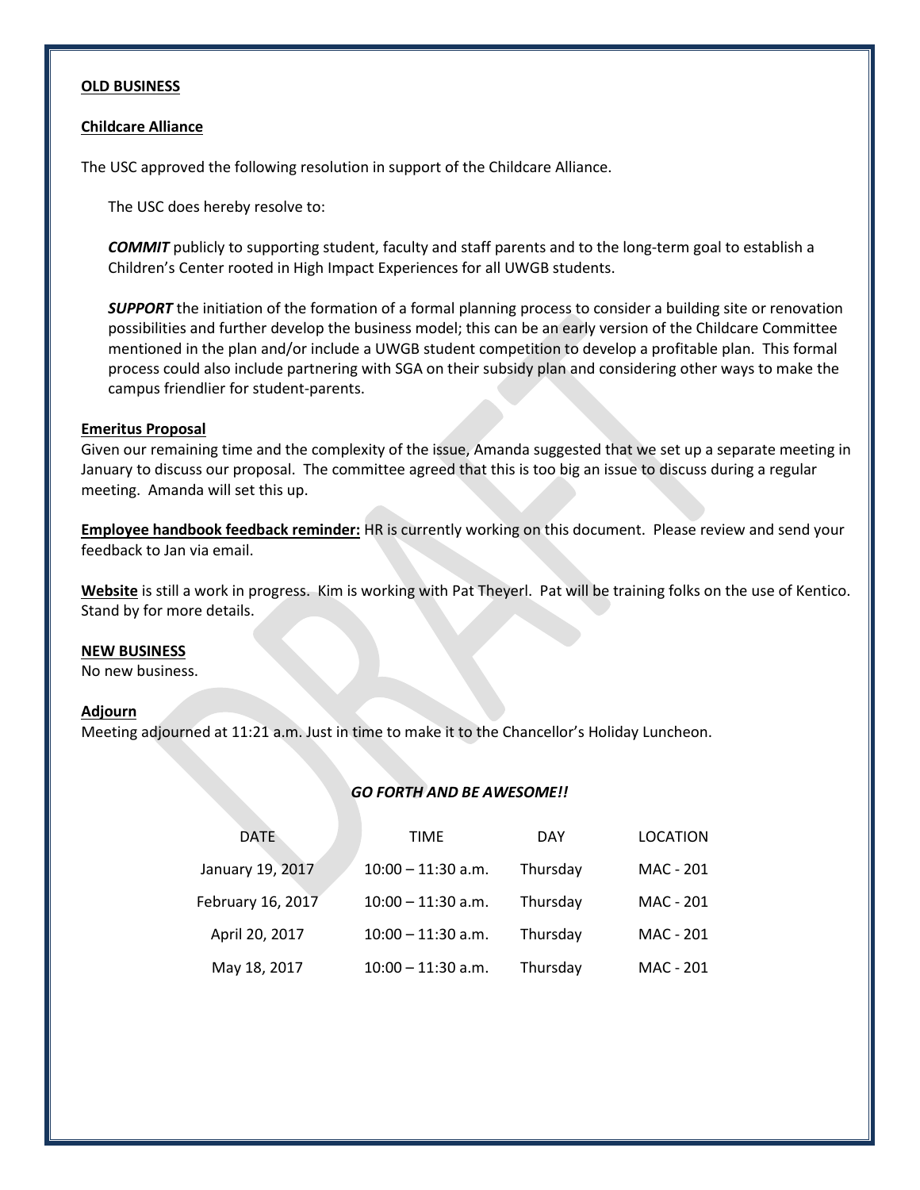**OLD BUSINESS**

**Childcare Alliance**

The USC approved the following resolution in support of the Childcare Alliance.

> The USC does hereby resolve to:
>
> ***COMMIT*** publicly to supporting student, faculty and staff parents and to the long-term goal to establish a Children's Center rooted in High Impact Experiences for all UWGB students.
>
> ***SUPPORT*** the initiation of the formation of a formal planning process to consider a building site or renovation possibilities and further develop the business model; this can be an early version of the Childcare Committee mentioned in the plan and/or include a UWGB student competition to develop a profitable plan. This formal process could also include partnering with SGA on their subsidy plan and considering other ways to make the campus friendlier for student-parents.

**Emeritus Proposal**

Given our remaining time and the complexity of the issue, Amanda suggested that we set up a separate meeting in January to discuss our proposal. The committee agreed that this is too big an issue to discuss during a regular meeting. Amanda will set this up.

**Employee handbook feedback reminder:** HR is currently working on this document. Please review and send your feedback to Jan via email.

**Website** is still a work in progress. Kim is working with Pat Theyerl. Pat will be training folks on the use of Kentico. Stand by for more details.

**NEW BUSINESS**

No new business.

**Adjourn**

Meeting adjourned at 11:21 a.m. Just in time to make it to the Chancellor's Holiday Luncheon.

***GO FORTH AND BE AWESOME!!***

| DATE | TIME | DAY | LOCATION |
|---|---|---|---|
| January 19, 2017 | 10:00 – 11:30 a.m. | Thursday | MAC - 201 |
| February 16, 2017 | 10:00 – 11:30 a.m. | Thursday | MAC - 201 |
| April 20, 2017 | 10:00 – 11:30 a.m. | Thursday | MAC - 201 |
| May 18, 2017 | 10:00 – 11:30 a.m. | Thursday | MAC - 201 |